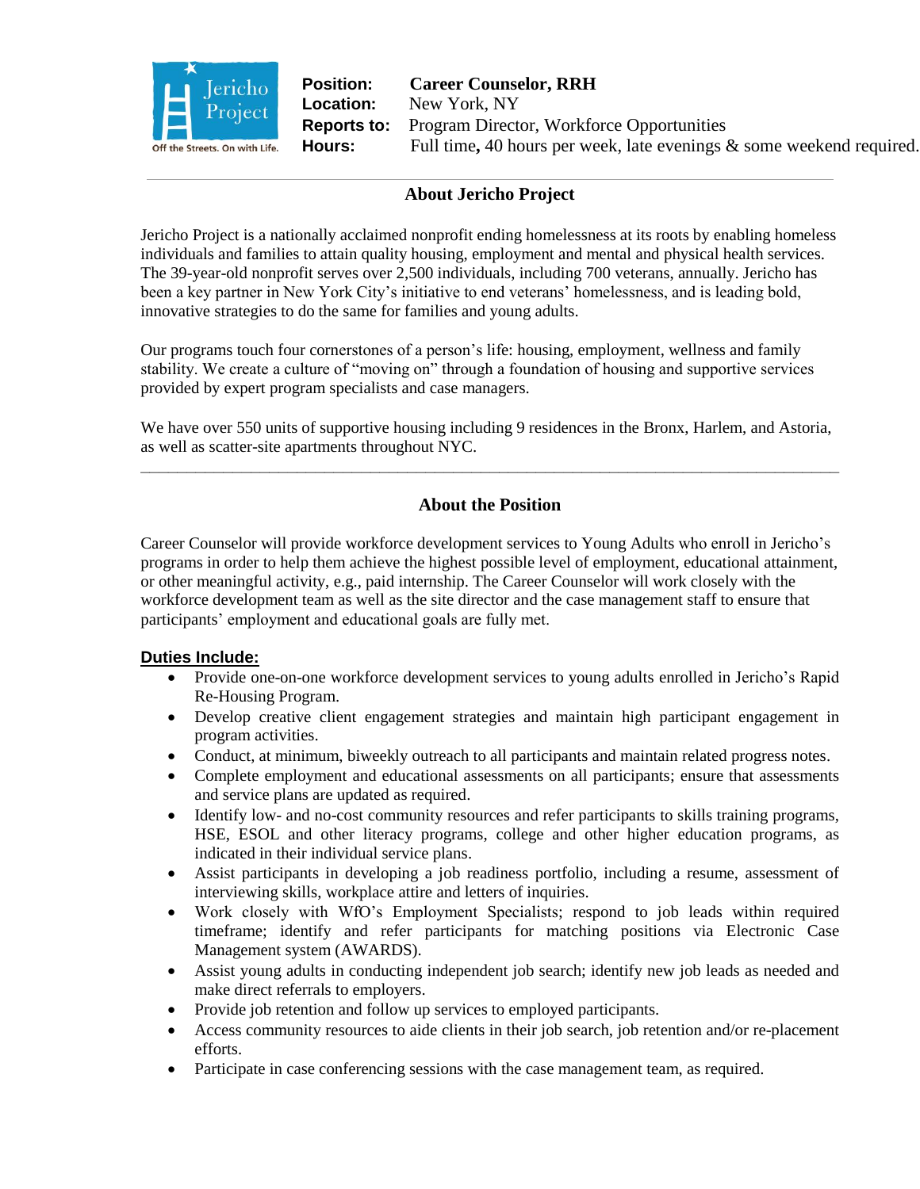Jericho Project

Off the Streets. On with Life.

**Position:** **Career Counselor, RRH**
**Location:** New York, NY
**Reports to:** Program Director, Workforce Opportunities
**Hours:** Full time**,** 40 hours per week, late evenings & some weekend required.

---

## About Jericho Project

Jericho Project is a nationally acclaimed nonprofit ending homelessness at its roots by enabling homeless individuals and families to attain quality housing, employment and mental and physical health services. The 39-year-old nonprofit serves over 2,500 individuals, including 700 veterans, annually. Jericho has been a key partner in New York City's initiative to end veterans' homelessness, and is leading bold, innovative strategies to do the same for families and young adults.

Our programs touch four cornerstones of a person's life: housing, employment, wellness and family stability. We create a culture of "moving on" through a foundation of housing and supportive services provided by expert program specialists and case managers.

We have over 550 units of supportive housing including 9 residences in the Bronx, Harlem, and Astoria, as well as scatter-site apartments throughout NYC.

---

## About the Position

Career Counselor will provide workforce development services to Young Adults who enroll in Jericho's programs in order to help them achieve the highest possible level of employment, educational attainment, or other meaningful activity, e.g., paid internship. The Career Counselor will work closely with the workforce development team as well as the site director and the case management staff to ensure that participants' employment and educational goals are fully met.

**Duties Include:**

- Provide one-on-one workforce development services to young adults enrolled in Jericho's Rapid Re-Housing Program.
- Develop creative client engagement strategies and maintain high participant engagement in program activities.
- Conduct, at minimum, biweekly outreach to all participants and maintain related progress notes.
- Complete employment and educational assessments on all participants; ensure that assessments and service plans are updated as required.
- Identify low- and no-cost community resources and refer participants to skills training programs, HSE, ESOL and other literacy programs, college and other higher education programs, as indicated in their individual service plans.
- Assist participants in developing a job readiness portfolio, including a resume, assessment of interviewing skills, workplace attire and letters of inquiries.
- Work closely with WfO's Employment Specialists; respond to job leads within required timeframe; identify and refer participants for matching positions via Electronic Case Management system (AWARDS).
- Assist young adults in conducting independent job search; identify new job leads as needed and make direct referrals to employers.
- Provide job retention and follow up services to employed participants.
- Access community resources to aide clients in their job search, job retention and/or re-placement efforts.
- Participate in case conferencing sessions with the case management team, as required.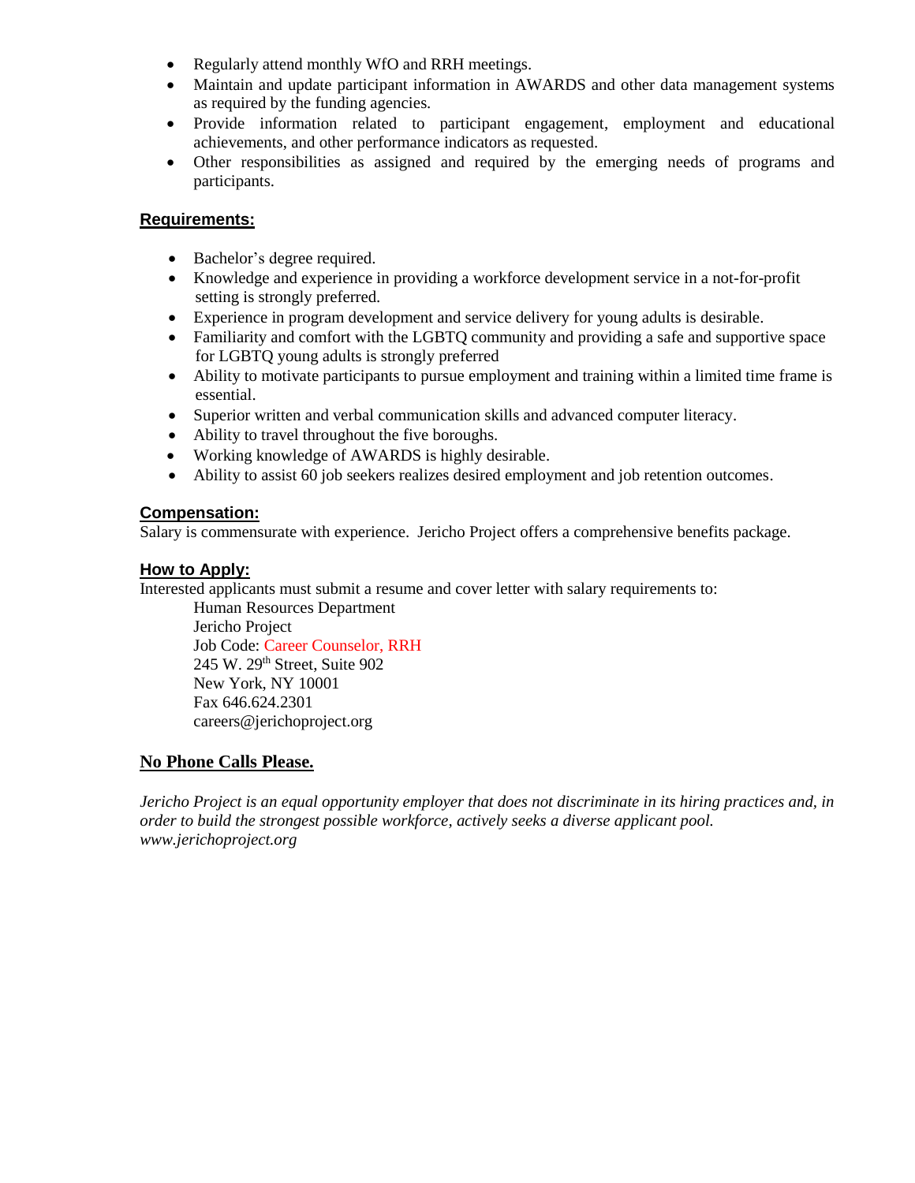- Regularly attend monthly WfO and RRH meetings.
- Maintain and update participant information in AWARDS and other data management systems as required by the funding agencies.
- Provide information related to participant engagement, employment and educational achievements, and other performance indicators as requested.
- Other responsibilities as assigned and required by the emerging needs of programs and participants.

## Requirements:

- Bachelor's degree required.
- Knowledge and experience in providing a workforce development service in a not-for-profit setting is strongly preferred.
- Experience in program development and service delivery for young adults is desirable.
- Familiarity and comfort with the LGBTQ community and providing a safe and supportive space for LGBTQ young adults is strongly preferred
- Ability to motivate participants to pursue employment and training within a limited time frame is essential.
- Superior written and verbal communication skills and advanced computer literacy.
- Ability to travel throughout the five boroughs.
- Working knowledge of AWARDS is highly desirable.
- Ability to assist 60 job seekers realizes desired employment and job retention outcomes.

## Compensation:

Salary is commensurate with experience. Jericho Project offers a comprehensive benefits package.

## How to Apply:

Interested applicants must submit a resume and cover letter with salary requirements to:

Human Resources Department
Jericho Project
Job Code: Career Counselor, RRH
245 W. 29th Street, Suite 902
New York, NY 10001
Fax 646.624.2301
careers@jerichoproject.org

## No Phone Calls Please.

*Jericho Project is an equal opportunity employer that does not discriminate in its hiring practices and, in order to build the strongest possible workforce, actively seeks a diverse applicant pool.*
*www.jerichoproject.org*